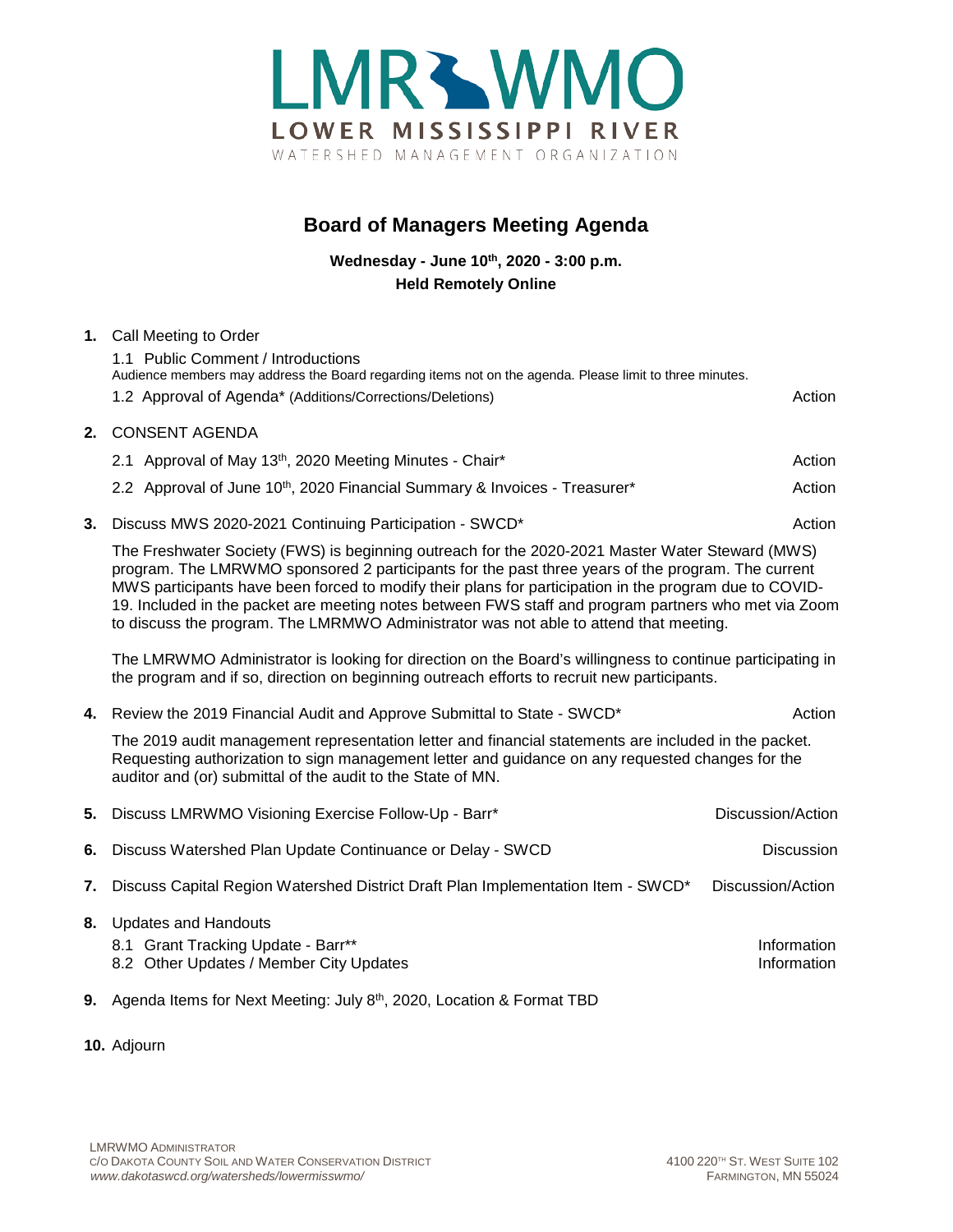LMRWMO
LOWER MISSISSIPPI RIVER
WATERSHED MANAGEMENT ORGANIZATION

# Board of Managers Meeting Agenda

**Wednesday - June 10th, 2020 - 3:00 p.m.**
**Held Remotely Online**

**1.** Call Meeting to Order

1.1 Public Comment / Introductions
Audience members may address the Board regarding items not on the agenda. Please limit to three minutes.

1.2 Approval of Agenda* (Additions/Corrections/Deletions) — Action

**2.** CONSENT AGENDA

2.1 Approval of May 13th, 2020 Meeting Minutes - Chair* — Action

2.2 Approval of June 10th, 2020 Financial Summary & Invoices - Treasurer* — Action

**3.** Discuss MWS 2020-2021 Continuing Participation - SWCD* — Action

The Freshwater Society (FWS) is beginning outreach for the 2020-2021 Master Water Steward (MWS) program. The LMRWMO sponsored 2 participants for the past three years of the program. The current MWS participants have been forced to modify their plans for participation in the program due to COVID-19. Included in the packet are meeting notes between FWS staff and program partners who met via Zoom to discuss the program. The LMRWMO Administrator was not able to attend that meeting.

The LMRWMO Administrator is looking for direction on the Board's willingness to continue participating in the program and if so, direction on beginning outreach efforts to recruit new participants.

**4.** Review the 2019 Financial Audit and Approve Submittal to State - SWCD* — Action

The 2019 audit management representation letter and financial statements are included in the packet. Requesting authorization to sign management letter and guidance on any requested changes for the auditor and (or) submittal of the audit to the State of MN.

**5.** Discuss LMRWMO Visioning Exercise Follow-Up - Barr* — Discussion/Action

**6.** Discuss Watershed Plan Update Continuance or Delay - SWCD — Discussion

**7.** Discuss Capital Region Watershed District Draft Plan Implementation Item - SWCD* — Discussion/Action

**8.** Updates and Handouts

8.1 Grant Tracking Update - Barr** — Information

8.2 Other Updates / Member City Updates — Information

**9.** Agenda Items for Next Meeting: July 8th, 2020, Location & Format TBD

**10.** Adjourn

LMRWMO ADMINISTRATOR
C/O DAKOTA COUNTY SOIL AND WATER CONSERVATION DISTRICT
*www.dakotaswcd.org/watersheds/lowermisswmo/*

4100 220TH ST. WEST SUITE 102
FARMINGTON, MN 55024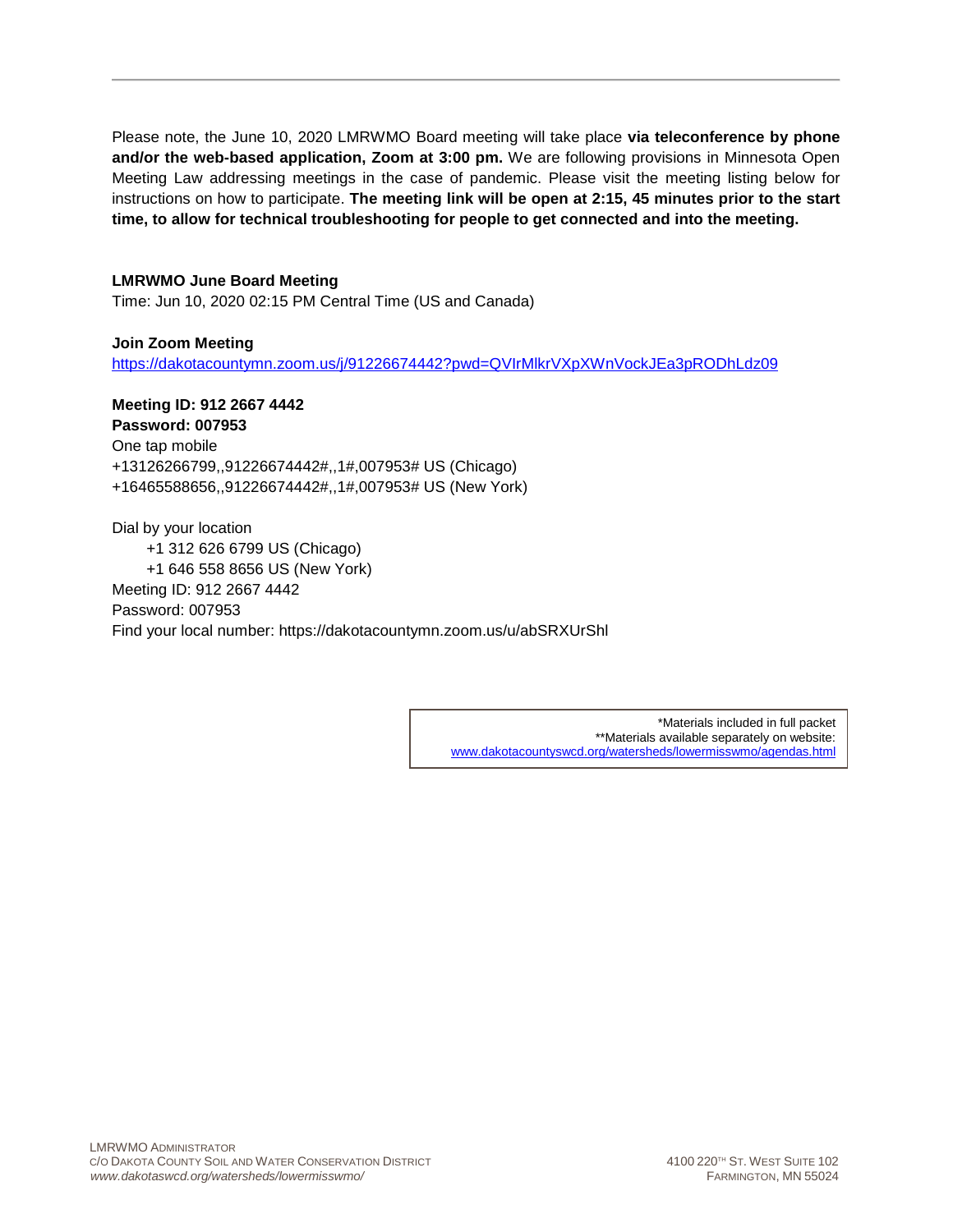Please note, the June 10, 2020 LMRWMO Board meeting will take place **via teleconference by phone and/or the web-based application, Zoom at 3:00 pm.** We are following provisions in Minnesota Open Meeting Law addressing meetings in the case of pandemic. Please visit the meeting listing below for instructions on how to participate. **The meeting link will be open at 2:15, 45 minutes prior to the start time, to allow for technical troubleshooting for people to get connected and into the meeting.**

**LMRWMO June Board Meeting**
Time: Jun 10, 2020 02:15 PM Central Time (US and Canada)

**Join Zoom Meeting**
https://dakotacountymn.zoom.us/j/91226674442?pwd=QVlrMlkrVXpXWnVockJEa3pRODhLdz09

**Meeting ID: 912 2667 4442**
**Password: 007953**
One tap mobile
+13126266799,,91226674442#,,1#,007953# US (Chicago)
+16465588656,,91226674442#,,1#,007953# US (New York)

Dial by your location
+1 312 626 6799 US (Chicago)
+1 646 558 8656 US (New York)
Meeting ID: 912 2667 4442
Password: 007953
Find your local number: https://dakotacountymn.zoom.us/u/abSRXUrShl

*Materials included in full packet
**Materials available separately on website:
www.dakotacountyswcd.org/watersheds/lowermisswmo/agendas.html

LMRWMO Administrator
c/o Dakota County Soil and Water Conservation District
*www.dakotaswcd.org/watersheds/lowermisswmo/*

4100 220th St. West Suite 102
Farmington, MN 55024